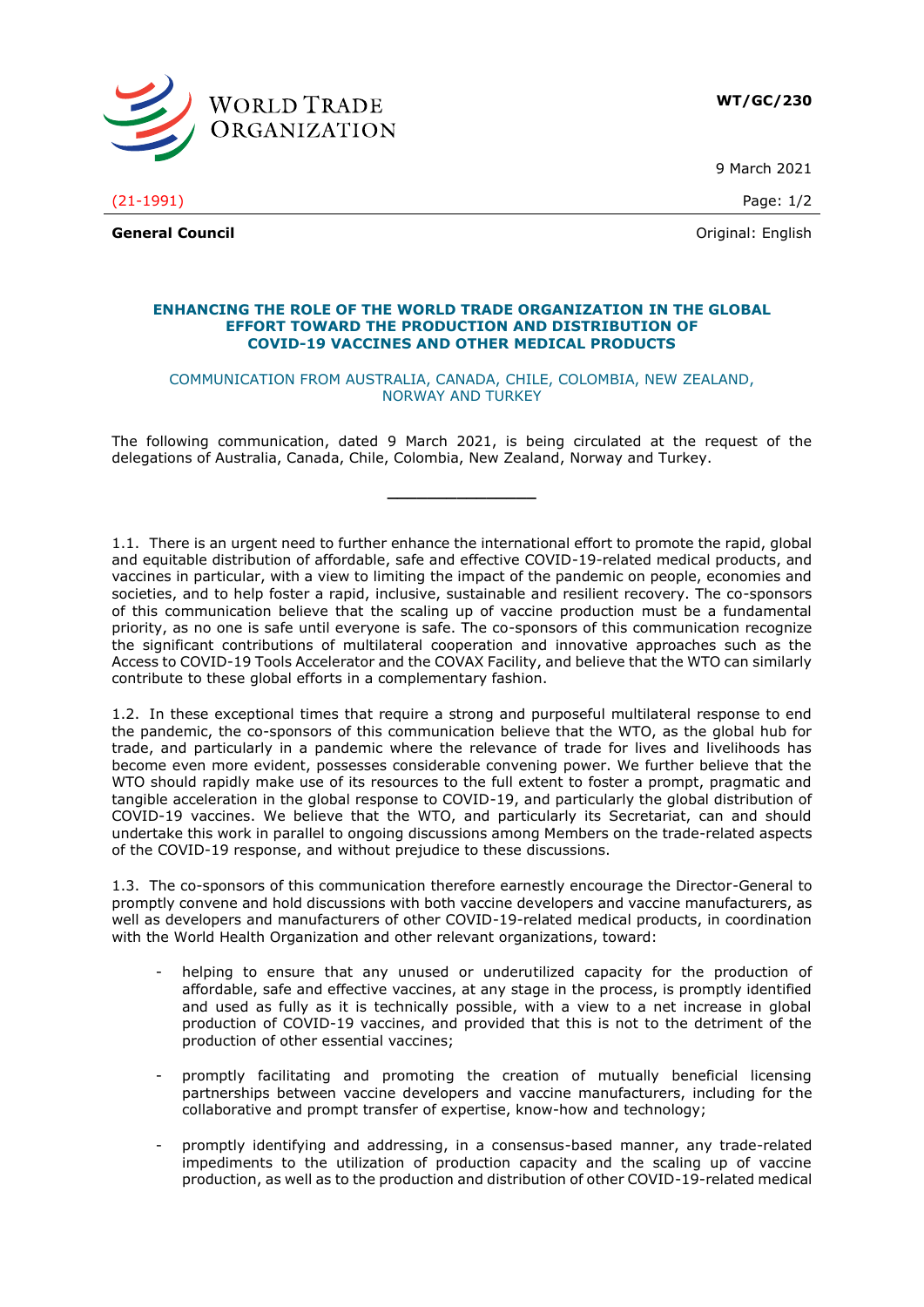WT/GC/230

9 March 2021

(21-1991)

**General Council** Original: English

## ENHANCING THE ROLE OF THE WORLD TRADE ORGANIZATION IN THE GLOBAL EFFORT TOWARD THE PRODUCTION AND DISTRIBUTION OF COVID-19 VACCINES AND OTHER MEDICAL PRODUCTS

COMMUNICATION FROM AUSTRALIA, CANADA, CHILE, COLOMBIA, NEW ZEALAND, NORWAY AND TURKEY

The following communication, dated 9 March 2021, is being circulated at the request of the delegations of Australia, Canada, Chile, Colombia, New Zealand, Norway and Turkey.

---

1.1. There is an urgent need to further enhance the international effort to promote the rapid, global and equitable distribution of affordable, safe and effective COVID-19-related medical products, and vaccines in particular, with a view to limiting the impact of the pandemic on people, economies and societies, and to help foster a rapid, inclusive, sustainable and resilient recovery. The co-sponsors of this communication believe that the scaling up of vaccine production must be a fundamental priority, as no one is safe until everyone is safe. The co-sponsors of this communication recognize the significant contributions of multilateral cooperation and innovative approaches such as the Access to COVID-19 Tools Accelerator and the COVAX Facility, and believe that the WTO can similarly contribute to these global efforts in a complementary fashion.

1.2. In these exceptional times that require a strong and purposeful multilateral response to end the pandemic, the co-sponsors of this communication believe that the WTO, as the global hub for trade, and particularly in a pandemic where the relevance of trade for lives and livelihoods has become even more evident, possesses considerable convening power. We further believe that the WTO should rapidly make use of its resources to the full extent to foster a prompt, pragmatic and tangible acceleration in the global response to COVID-19, and particularly the global distribution of COVID-19 vaccines. We believe that the WTO, and particularly its Secretariat, can and should undertake this work in parallel to ongoing discussions among Members on the trade-related aspects of the COVID-19 response, and without prejudice to these discussions.

1.3. The co-sponsors of this communication therefore earnestly encourage the Director-General to promptly convene and hold discussions with both vaccine developers and vaccine manufacturers, as well as developers and manufacturers of other COVID-19-related medical products, in coordination with the World Health Organization and other relevant organizations, toward:

- helping to ensure that any unused or underutilized capacity for the production of affordable, safe and effective vaccines, at any stage in the process, is promptly identified and used as fully as it is technically possible, with a view to a net increase in global production of COVID-19 vaccines, and provided that this is not to the detriment of the production of other essential vaccines;
- promptly facilitating and promoting the creation of mutually beneficial licensing partnerships between vaccine developers and vaccine manufacturers, including for the collaborative and prompt transfer of expertise, know-how and technology;
- promptly identifying and addressing, in a consensus-based manner, any trade-related impediments to the utilization of production capacity and the scaling up of vaccine production, as well as to the production and distribution of other COVID-19-related medical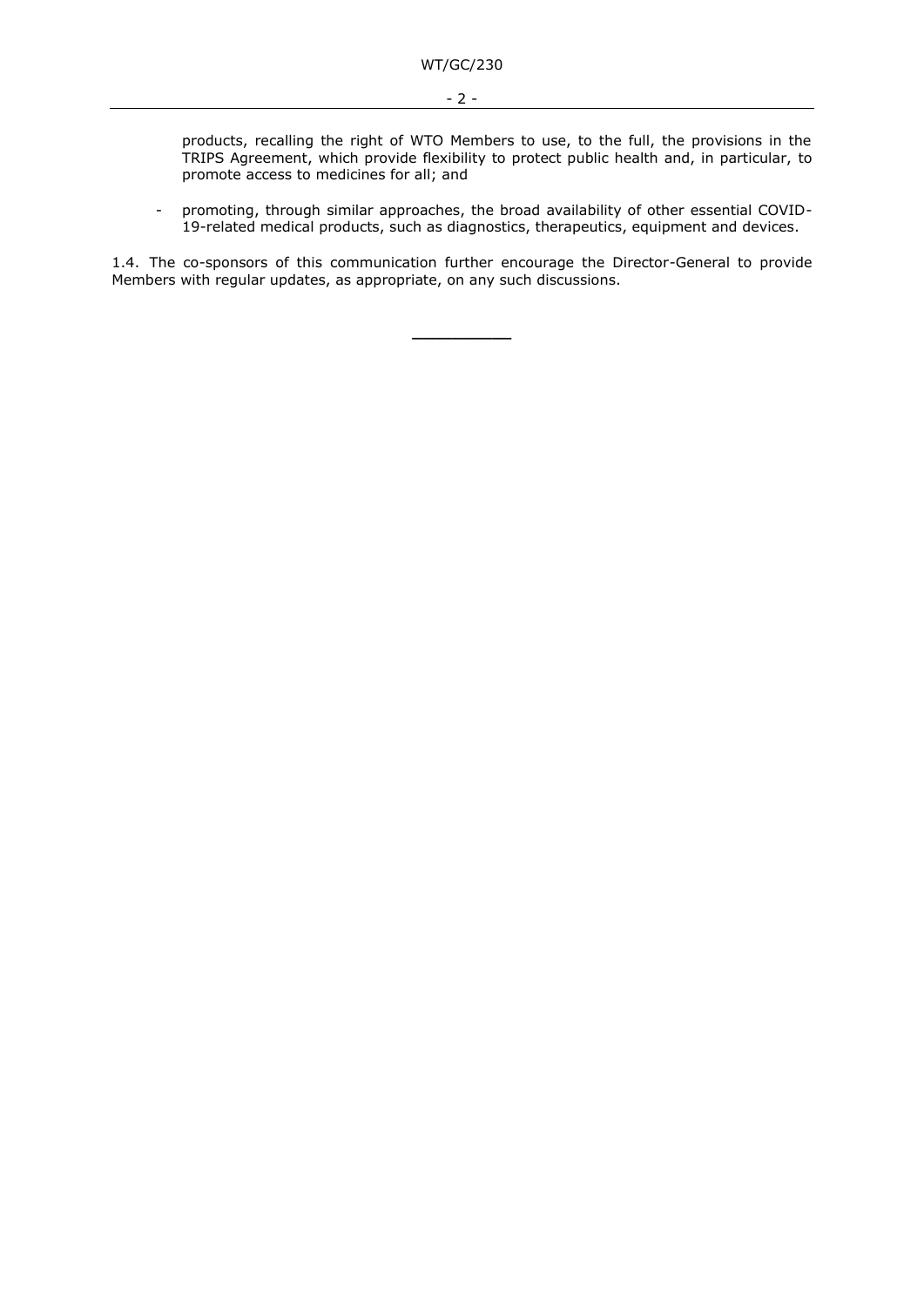products, recalling the right of WTO Members to use, to the full, the provisions in the TRIPS Agreement, which provide flexibility to protect public health and, in particular, to promote access to medicines for all; and

- promoting, through similar approaches, the broad availability of other essential COVID-19-related medical products, such as diagnostics, therapeutics, equipment and devices.

1.4. The co-sponsors of this communication further encourage the Director-General to provide Members with regular updates, as appropriate, on any such discussions.

__________